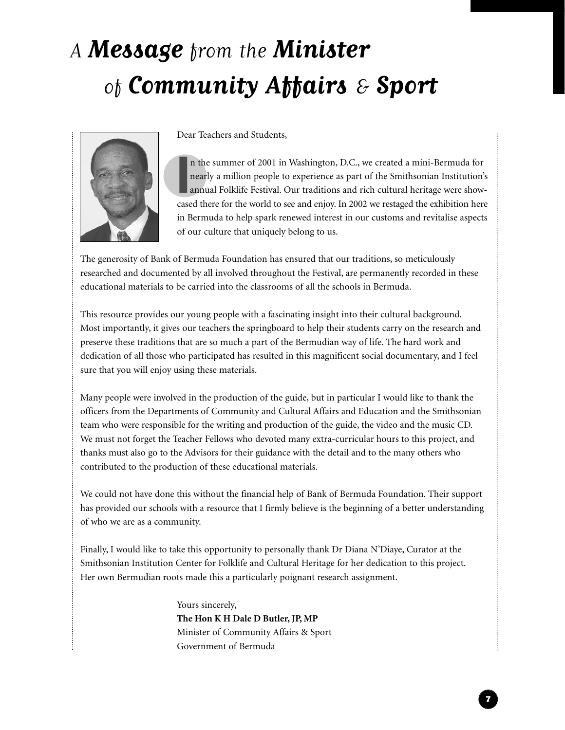# A *Message* from the *Minister* of *Community Affairs & Sport*

Dear Teachers and Students,

In the summer of 2001 in Washington, D.C., we created a mini-Bermuda for nearly a million people to experience as part of the Smithsonian Institution's annual Folklife Festival. Our traditions and rich cultural heritage were showcased there for the world to see and enjoy. In 2002 we restaged the exhibition here in Bermuda to help spark renewed interest in our customs and revitalise aspects of our culture that uniquely belong to us.

The generosity of Bank of Bermuda Foundation has ensured that our traditions, so meticulously researched and documented by all involved throughout the Festival, are permanently recorded in these educational materials to be carried into the classrooms of all the schools in Bermuda.

This resource provides our young people with a fascinating insight into their cultural background. Most importantly, it gives our teachers the springboard to help their students carry on the research and preserve these traditions that are so much a part of the Bermudian way of life. The hard work and dedication of all those who participated has resulted in this magnificent social documentary, and I feel sure that you will enjoy using these materials.

Many people were involved in the production of the guide, but in particular I would like to thank the officers from the Departments of Community and Cultural Affairs and Education and the Smithsonian team who were responsible for the writing and production of the guide, the video and the music CD. We must not forget the Teacher Fellows who devoted many extra-curricular hours to this project, and thanks must also go to the Advisors for their guidance with the detail and to the many others who contributed to the production of these educational materials.

We could not have done this without the financial help of Bank of Bermuda Foundation. Their support has provided our schools with a resource that I firmly believe is the beginning of a better understanding of who we are as a community.

Finally, I would like to take this opportunity to personally thank Dr Diana N'Diaye, Curator at the Smithsonian Institution Center for Folklife and Cultural Heritage for her dedication to this project. Her own Bermudian roots made this a particularly poignant research assignment.

Yours sincerely,
**The Hon K H Dale D Butler, JP, MP**
Minister of Community Affairs & Sport
Government of Bermuda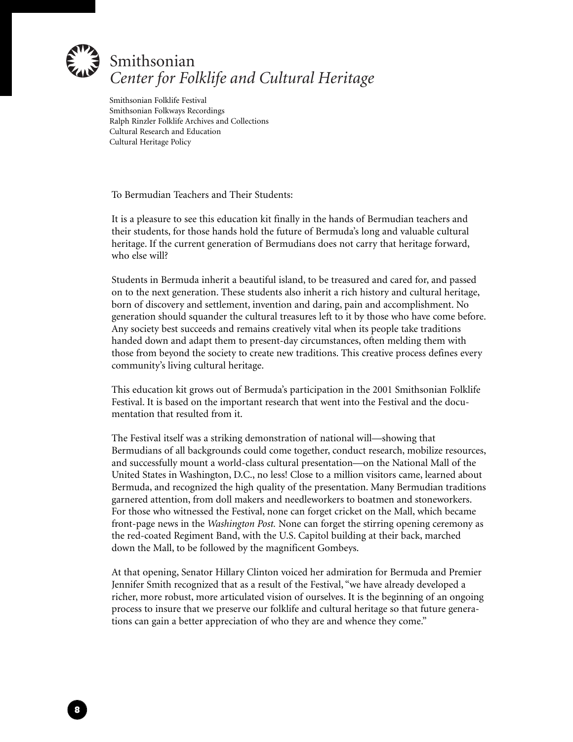# Smithsonian
## *Center for Folklife and Cultural Heritage*

Smithsonian Folklife Festival
Smithsonian Folkways Recordings
Ralph Rinzler Folklife Archives and Collections
Cultural Research and Education
Cultural Heritage Policy

To Bermudian Teachers and Their Students:

It is a pleasure to see this education kit finally in the hands of Bermudian teachers and their students, for those hands hold the future of Bermuda's long and valuable cultural heritage. If the current generation of Bermudians does not carry that heritage forward, who else will?

Students in Bermuda inherit a beautiful island, to be treasured and cared for, and passed on to the next generation. These students also inherit a rich history and cultural heritage, born of discovery and settlement, invention and daring, pain and accomplishment. No generation should squander the cultural treasures left to it by those who have come before. Any society best succeeds and remains creatively vital when its people take traditions handed down and adapt them to present-day circumstances, often melding them with those from beyond the society to create new traditions. This creative process defines every community's living cultural heritage.

This education kit grows out of Bermuda's participation in the 2001 Smithsonian Folklife Festival. It is based on the important research that went into the Festival and the documentation that resulted from it.

The Festival itself was a striking demonstration of national will—showing that Bermudians of all backgrounds could come together, conduct research, mobilize resources, and successfully mount a world-class cultural presentation—on the National Mall of the United States in Washington, D.C., no less! Close to a million visitors came, learned about Bermuda, and recognized the high quality of the presentation. Many Bermudian traditions garnered attention, from doll makers and needleworkers to boatmen and stoneworkers. For those who witnessed the Festival, none can forget cricket on the Mall, which became front-page news in the *Washington Post.* None can forget the stirring opening ceremony as the red-coated Regiment Band, with the U.S. Capitol building at their back, marched down the Mall, to be followed by the magnificent Gombeys.

At that opening, Senator Hillary Clinton voiced her admiration for Bermuda and Premier Jennifer Smith recognized that as a result of the Festival, "we have already developed a richer, more robust, more articulated vision of ourselves. It is the beginning of an ongoing process to insure that we preserve our folklife and cultural heritage so that future generations can gain a better appreciation of who they are and whence they come."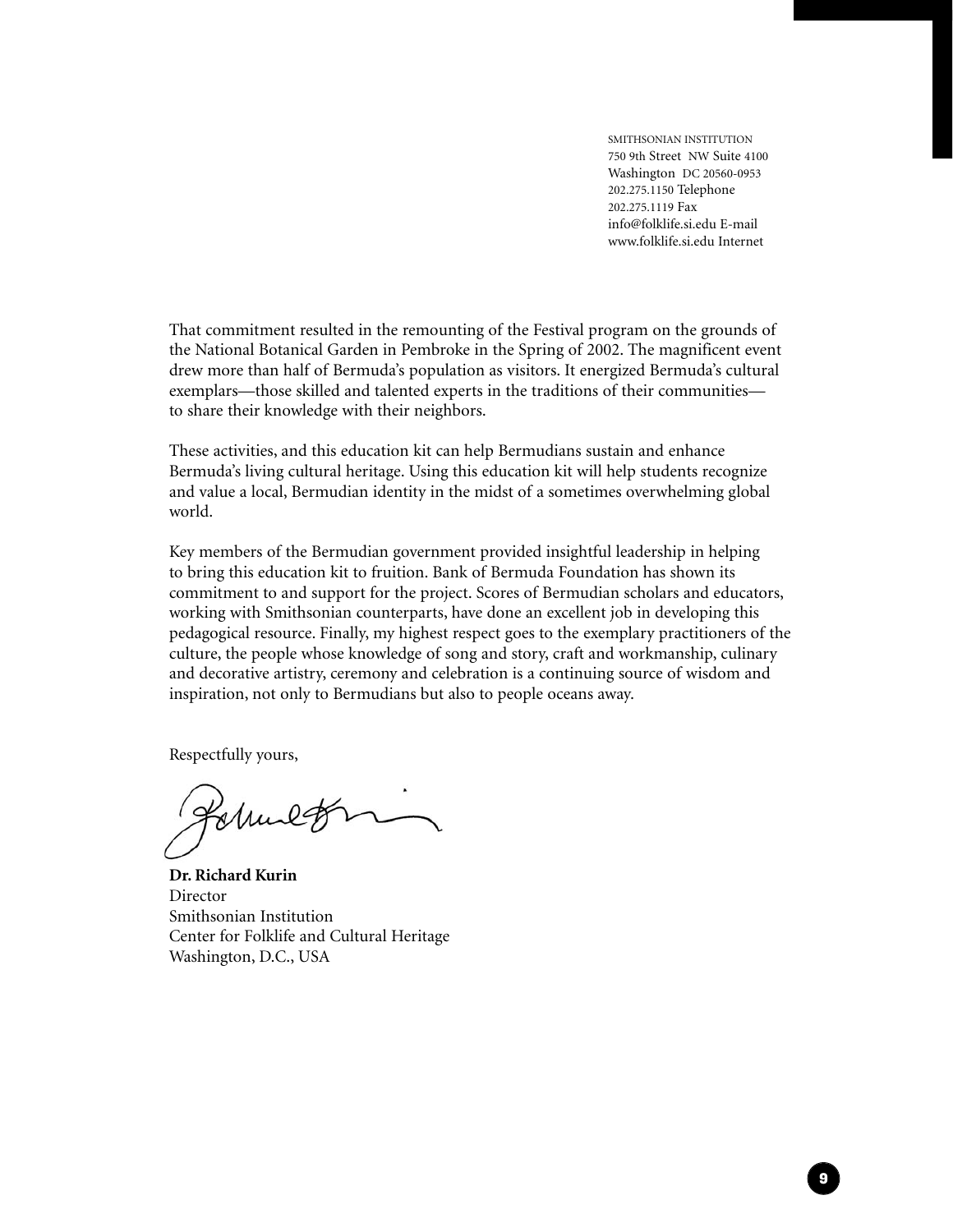SMITHSONIAN INSTITUTION
750 9th Street NW Suite 4100
Washington DC 20560-0953
202.275.1150 Telephone
202.275.1119 Fax
info@folklife.si.edu E-mail
www.folklife.si.edu Internet

That commitment resulted in the remounting of the Festival program on the grounds of the National Botanical Garden in Pembroke in the Spring of 2002. The magnificent event drew more than half of Bermuda's population as visitors. It energized Bermuda's cultural exemplars—those skilled and talented experts in the traditions of their communities—to share their knowledge with their neighbors.

These activities, and this education kit can help Bermudians sustain and enhance Bermuda's living cultural heritage. Using this education kit will help students recognize and value a local, Bermudian identity in the midst of a sometimes overwhelming global world.

Key members of the Bermudian government provided insightful leadership in helping to bring this education kit to fruition. Bank of Bermuda Foundation has shown its commitment to and support for the project. Scores of Bermudian scholars and educators, working with Smithsonian counterparts, have done an excellent job in developing this pedagogical resource. Finally, my highest respect goes to the exemplary practitioners of the culture, the people whose knowledge of song and story, craft and workmanship, culinary and decorative artistry, ceremony and celebration is a continuing source of wisdom and inspiration, not only to Bermudians but also to people oceans away.

Respectfully yours,

**Dr. Richard Kurin**
Director
Smithsonian Institution
Center for Folklife and Cultural Heritage
Washington, D.C., USA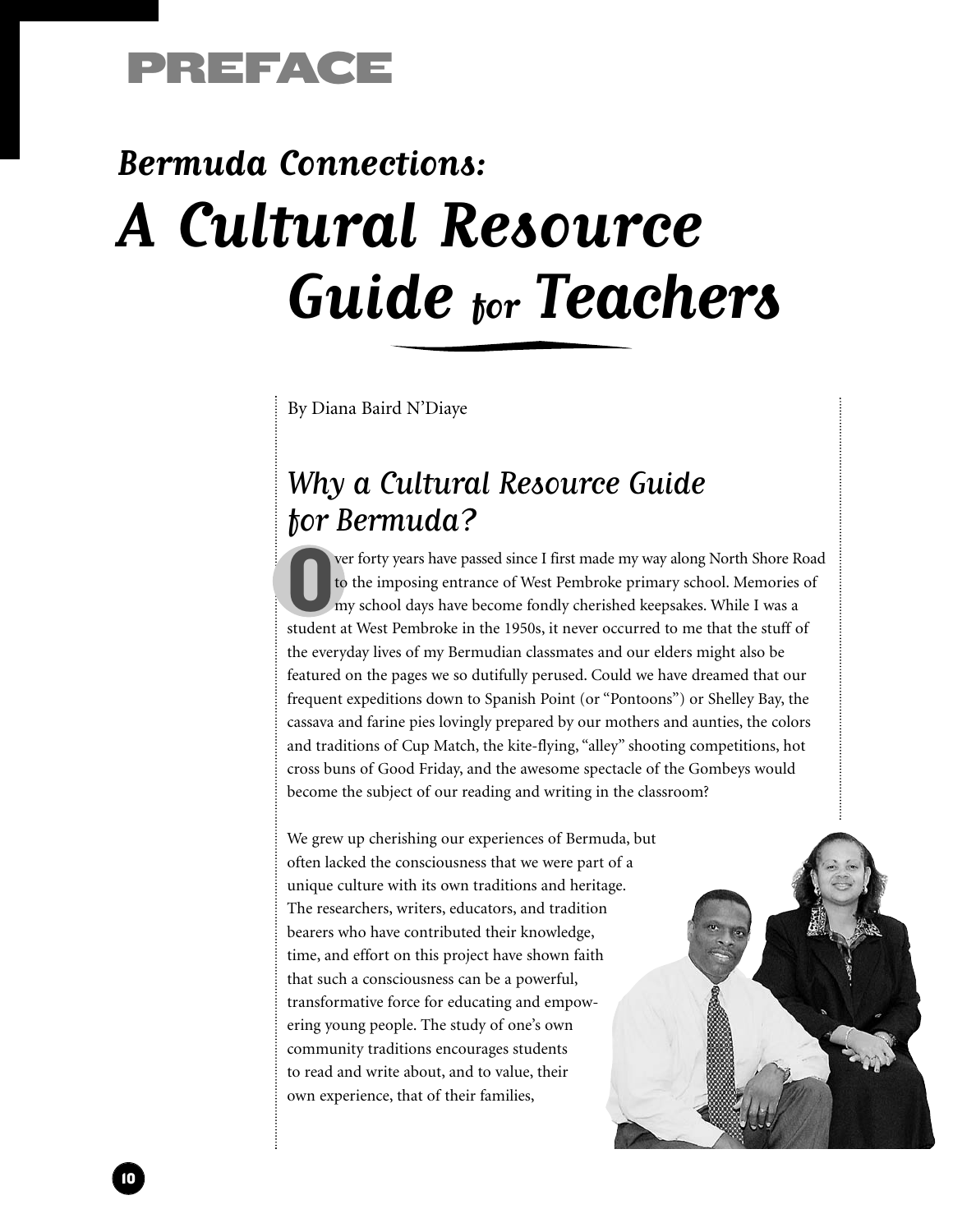# PREFACE

## Bermuda Connections: A Cultural Resource Guide for Teachers

By Diana Baird N'Diaye

### Why a Cultural Resource Guide for Bermuda?

Over forty years have passed since I first made my way along North Shore Road to the imposing entrance of West Pembroke primary school. Memories of my school days have become fondly cherished keepsakes. While I was a student at West Pembroke in the 1950s, it never occurred to me that the stuff of the everyday lives of my Bermudian classmates and our elders might also be featured on the pages we so dutifully perused. Could we have dreamed that our frequent expeditions down to Spanish Point (or "Pontoons") or Shelley Bay, the cassava and farine pies lovingly prepared by our mothers and aunties, the colors and traditions of Cup Match, the kite-flying, "alley" shooting competitions, hot cross buns of Good Friday, and the awesome spectacle of the Gombeys would become the subject of our reading and writing in the classroom?

We grew up cherishing our experiences of Bermuda, but often lacked the consciousness that we were part of a unique culture with its own traditions and heritage. The researchers, writers, educators, and tradition bearers who have contributed their knowledge, time, and effort on this project have shown faith that such a consciousness can be a powerful, transformative force for educating and empowering young people. The study of one's own community traditions encourages students to read and write about, and to value, their own experience, that of their families,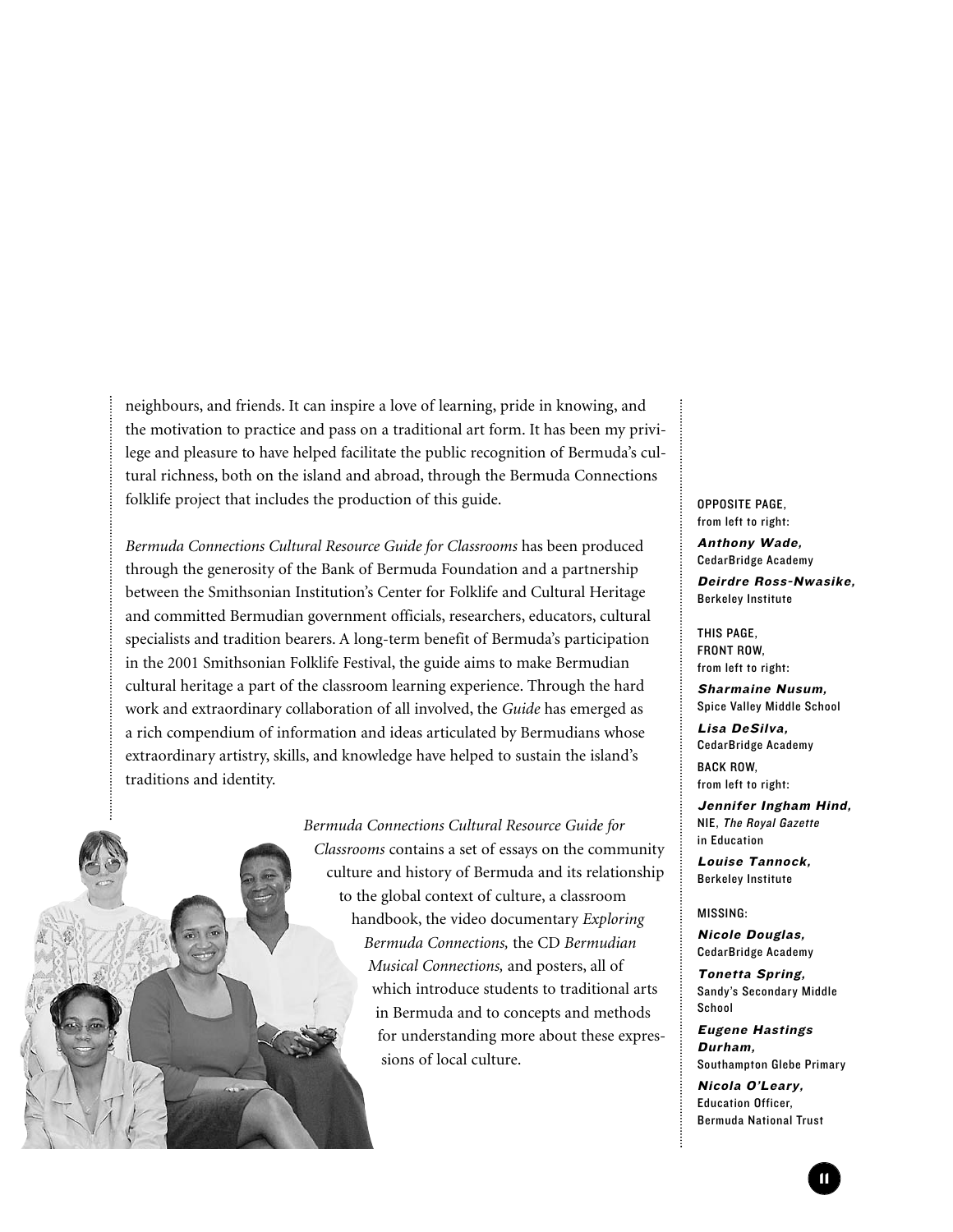neighbours, and friends. It can inspire a love of learning, pride in knowing, and the motivation to practice and pass on a traditional art form. It has been my privilege and pleasure to have helped facilitate the public recognition of Bermuda's cultural richness, both on the island and abroad, through the Bermuda Connections folklife project that includes the production of this guide.

*Bermuda Connections Cultural Resource Guide for Classrooms* has been produced through the generosity of the Bank of Bermuda Foundation and a partnership between the Smithsonian Institution's Center for Folklife and Cultural Heritage and committed Bermudian government officials, researchers, educators, cultural specialists and tradition bearers. A long-term benefit of Bermuda's participation in the 2001 Smithsonian Folklife Festival, the guide aims to make Bermudian cultural heritage a part of the classroom learning experience. Through the hard work and extraordinary collaboration of all involved, the *Guide* has emerged as a rich compendium of information and ideas articulated by Bermudians whose extraordinary artistry, skills, and knowledge have helped to sustain the island's traditions and identity.

*Bermuda Connections Cultural Resource Guide for Classrooms* contains a set of essays on the community culture and history of Bermuda and its relationship to the global context of culture, a classroom handbook, the video documentary *Exploring Bermuda Connections,* the CD *Bermudian Musical Connections,* and posters, all of which introduce students to traditional arts in Bermuda and to concepts and methods for understanding more about these expressions of local culture.

OPPOSITE PAGE,
from left to right:

***Anthony Wade,***
CedarBridge Academy

***Deirdre Ross-Nwasike,***
Berkeley Institute

THIS PAGE,
FRONT ROW,
from left to right:

***Sharmaine Nusum,***
Spice Valley Middle School

***Lisa DeSilva,***
CedarBridge Academy

BACK ROW,
from left to right:

***Jennifer Ingham Hind,***
NIE, *The Royal Gazette* in Education

***Louise Tannock,***
Berkeley Institute

MISSING:

***Nicole Douglas,***
CedarBridge Academy

***Tonetta Spring,***
Sandy's Secondary Middle School

***Eugene Hastings Durham,***
Southampton Glebe Primary

***Nicola O'Leary,***
Education Officer,
Bermuda National Trust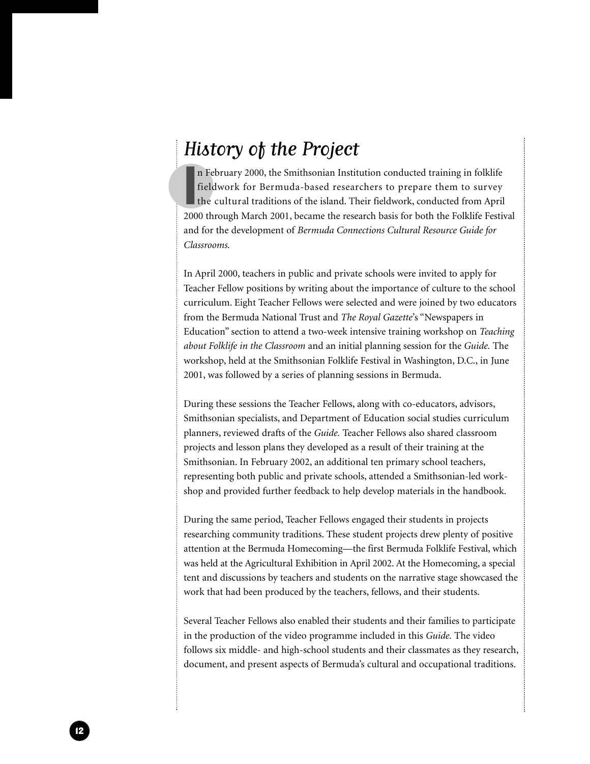## *History of the Project*

In February 2000, the Smithsonian Institution conducted training in folklife fieldwork for Bermuda-based researchers to prepare them to survey the cultural traditions of the island. Their fieldwork, conducted from April 2000 through March 2001, became the research basis for both the Folklife Festival and for the development of *Bermuda Connections Cultural Resource Guide for Classrooms.*

In April 2000, teachers in public and private schools were invited to apply for Teacher Fellow positions by writing about the importance of culture to the school curriculum. Eight Teacher Fellows were selected and were joined by two educators from the Bermuda National Trust and *The Royal Gazette*'s "Newspapers in Education" section to attend a two-week intensive training workshop on *Teaching about Folklife in the Classroom* and an initial planning session for the *Guide.* The workshop, held at the Smithsonian Folklife Festival in Washington, D.C., in June 2001, was followed by a series of planning sessions in Bermuda.

During these sessions the Teacher Fellows, along with co-educators, advisors, Smithsonian specialists, and Department of Education social studies curriculum planners, reviewed drafts of the *Guide.* Teacher Fellows also shared classroom projects and lesson plans they developed as a result of their training at the Smithsonian. In February 2002, an additional ten primary school teachers, representing both public and private schools, attended a Smithsonian-led workshop and provided further feedback to help develop materials in the handbook.

During the same period, Teacher Fellows engaged their students in projects researching community traditions. These student projects drew plenty of positive attention at the Bermuda Homecoming—the first Bermuda Folklife Festival, which was held at the Agricultural Exhibition in April 2002. At the Homecoming, a special tent and discussions by teachers and students on the narrative stage showcased the work that had been produced by the teachers, fellows, and their students.

Several Teacher Fellows also enabled their students and their families to participate in the production of the video programme included in this *Guide.* The video follows six middle- and high-school students and their classmates as they research, document, and present aspects of Bermuda's cultural and occupational traditions.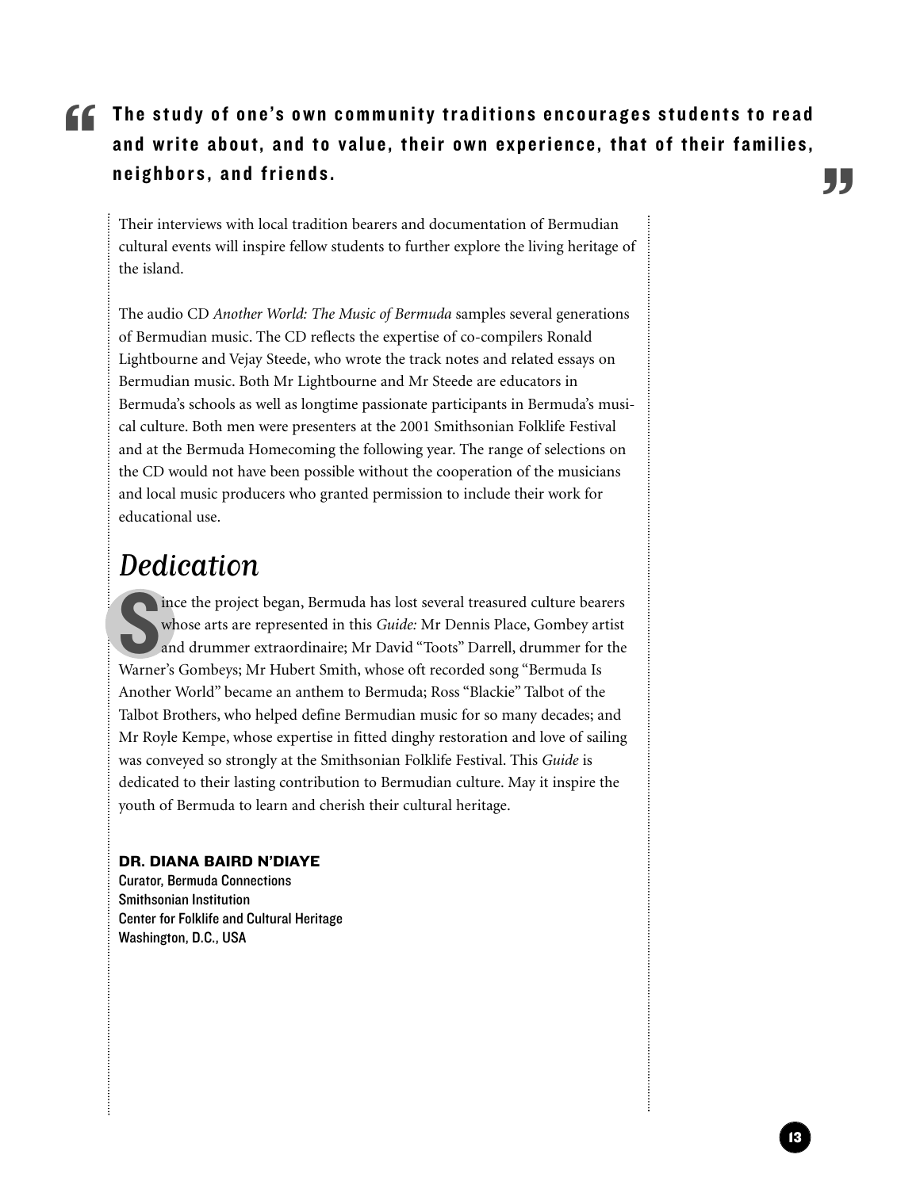> **"The study of one's own community traditions encourages students to read and write about, and to value, their own experience, that of their families, neighbors, and friends."**

Their interviews with local tradition bearers and documentation of Bermudian cultural events will inspire fellow students to further explore the living heritage of the island.

The audio CD *Another World: The Music of Bermuda* samples several generations of Bermudian music. The CD reflects the expertise of co-compilers Ronald Lightbourne and Vejay Steede, who wrote the track notes and related essays on Bermudian music. Both Mr Lightbourne and Mr Steede are educators in Bermuda's schools as well as longtime passionate participants in Bermuda's musical culture. Both men were presenters at the 2001 Smithsonian Folklife Festival and at the Bermuda Homecoming the following year. The range of selections on the CD would not have been possible without the cooperation of the musicians and local music producers who granted permission to include their work for educational use.

## Dedication

Since the project began, Bermuda has lost several treasured culture bearers whose arts are represented in this *Guide:* Mr Dennis Place, Gombey artist and drummer extraordinaire; Mr David "Toots" Darrell, drummer for the Warner's Gombeys; Mr Hubert Smith, whose oft recorded song "Bermuda Is Another World" became an anthem to Bermuda; Ross "Blackie" Talbot of the Talbot Brothers, who helped define Bermudian music for so many decades; and Mr Royle Kempe, whose expertise in fitted dinghy restoration and love of sailing was conveyed so strongly at the Smithsonian Folklife Festival. This *Guide* is dedicated to their lasting contribution to Bermudian culture. May it inspire the youth of Bermuda to learn and cherish their cultural heritage.

**DR. DIANA BAIRD N'DIAYE**
Curator, Bermuda Connections
Smithsonian Institution
Center for Folklife and Cultural Heritage
Washington, D.C., USA